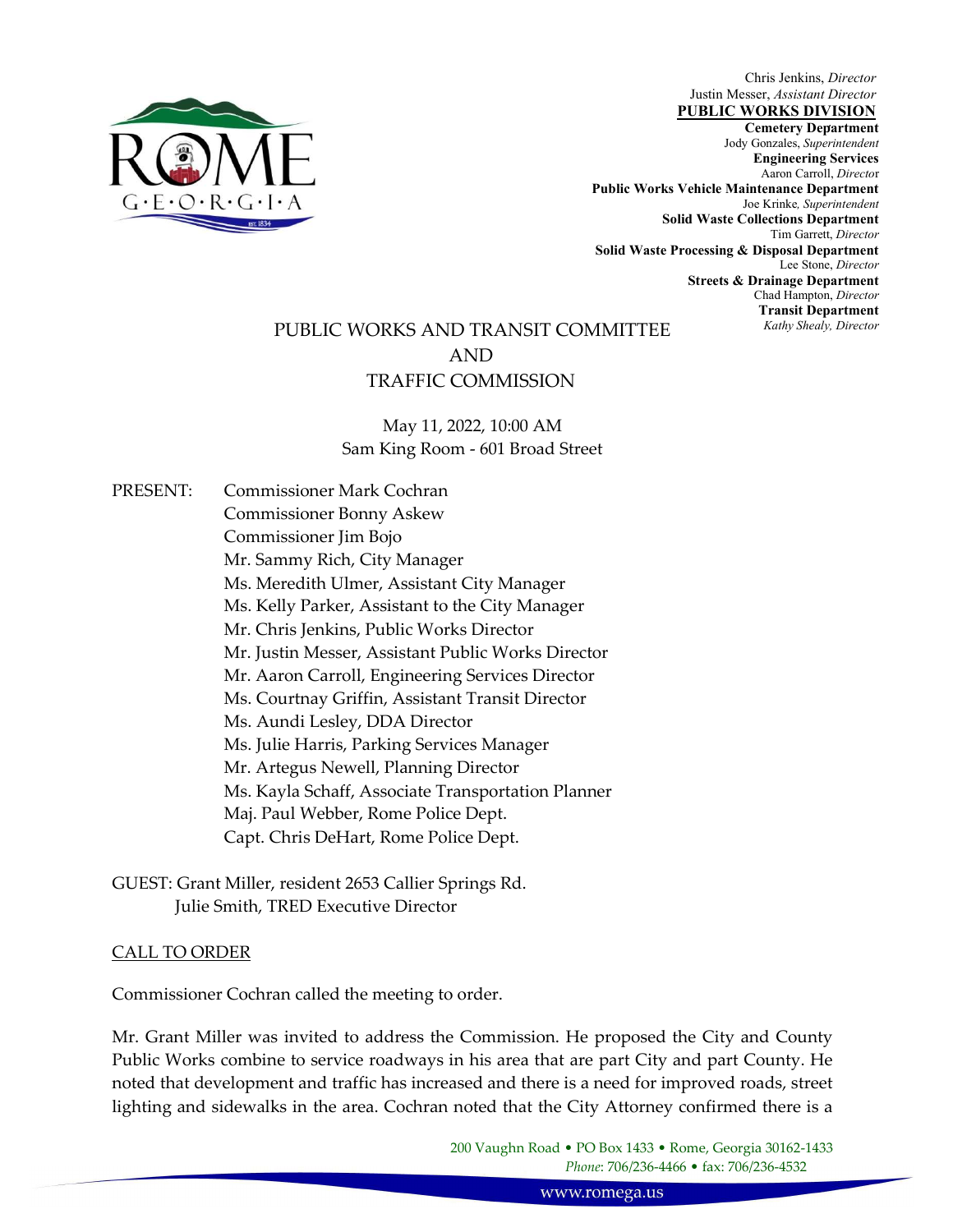Chris Jenkins, *Director*
Justin Messer, *Assistant Director*
**PUBLIC WORKS DIVISION**
**Cemetery Department**
Jody Gonzales, *Superintendent*
**Engineering Services**
Aaron Carroll, *Director*
**Public Works Vehicle Maintenance Department**
Joe Krinke, *Superintendent*
**Solid Waste Collections Department**
Tim Garrett, *Director*
**Solid Waste Processing & Disposal Department**
Lee Stone, *Director*
**Streets & Drainage Department**
Chad Hampton, *Director*
**Transit Department**
*Kathy Shealy, Director*

# PUBLIC WORKS AND TRANSIT COMMITTEE AND TRAFFIC COMMISSION

May 11, 2022, 10:00 AM
Sam King Room - 601 Broad Street

PRESENT:
- Commissioner Mark Cochran
- Commissioner Bonny Askew
- Commissioner Jim Bojo
- Mr. Sammy Rich, City Manager
- Ms. Meredith Ulmer, Assistant City Manager
- Ms. Kelly Parker, Assistant to the City Manager
- Mr. Chris Jenkins, Public Works Director
- Mr. Justin Messer, Assistant Public Works Director
- Mr. Aaron Carroll, Engineering Services Director
- Ms. Courtnay Griffin, Assistant Transit Director
- Ms. Aundi Lesley, DDA Director
- Ms. Julie Harris, Parking Services Manager
- Mr. Artegus Newell, Planning Director
- Ms. Kayla Schaff, Associate Transportation Planner
- Maj. Paul Webber, Rome Police Dept.
- Capt. Chris DeHart, Rome Police Dept.

GUEST:
- Grant Miller, resident 2653 Callier Springs Rd.
- Julie Smith, TRED Executive Director

## CALL TO ORDER

Commissioner Cochran called the meeting to order.

Mr. Grant Miller was invited to address the Commission. He proposed the City and County Public Works combine to service roadways in his area that are part City and part County. He noted that development and traffic has increased and there is a need for improved roads, street lighting and sidewalks in the area. Cochran noted that the City Attorney confirmed there is a

200 Vaughn Road • PO Box 1433 • Rome, Georgia 30162-1433
*Phone*: 706/236-4466 • fax: 706/236-4532
www.romega.us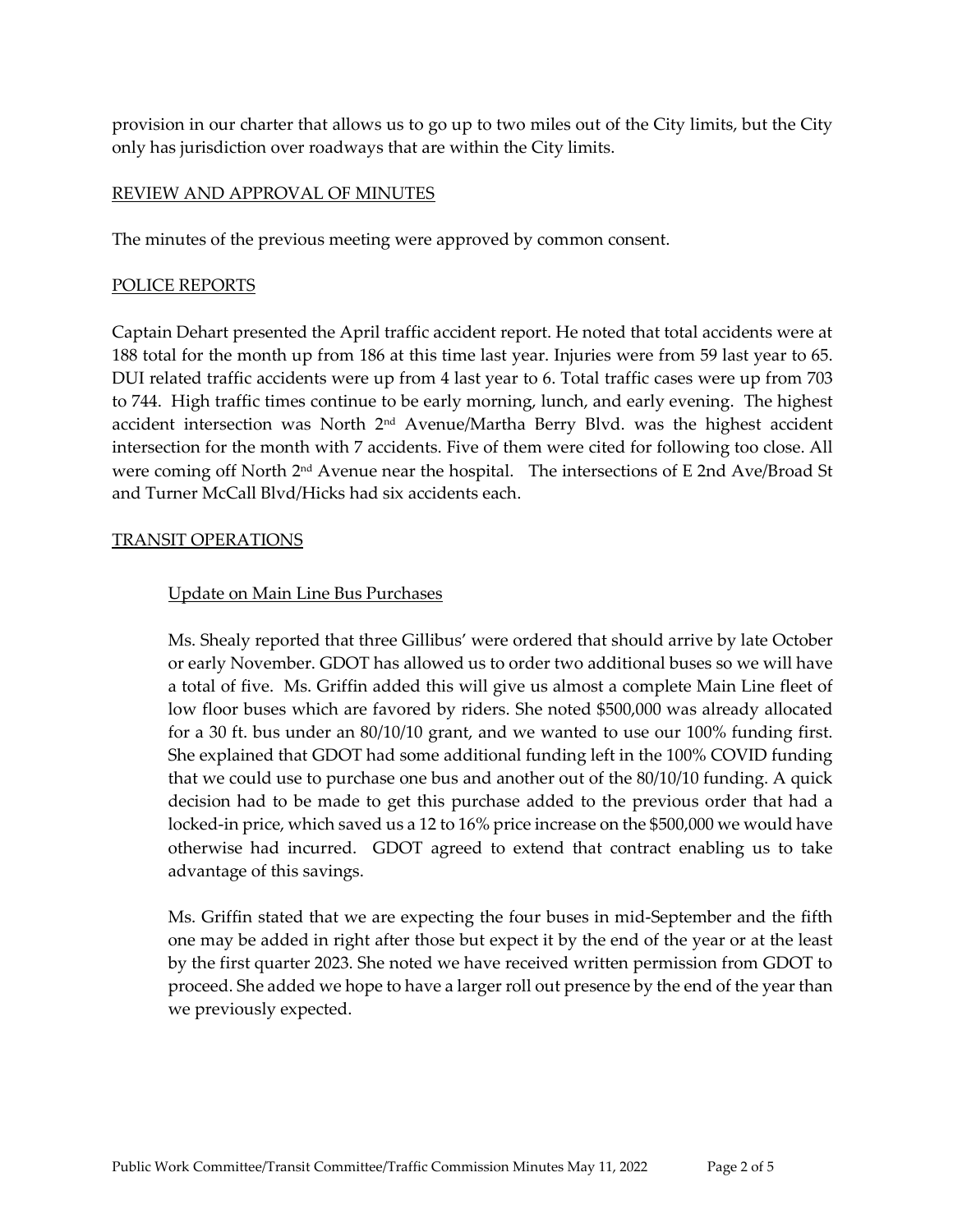provision in our charter that allows us to go up to two miles out of the City limits, but the City only has jurisdiction over roadways that are within the City limits.

## REVIEW AND APPROVAL OF MINUTES

The minutes of the previous meeting were approved by common consent.

## POLICE REPORTS

Captain Dehart presented the April traffic accident report. He noted that total accidents were at 188 total for the month up from 186 at this time last year. Injuries were from 59 last year to 65. DUI related traffic accidents were up from 4 last year to 6. Total traffic cases were up from 703 to 744. High traffic times continue to be early morning, lunch, and early evening. The highest accident intersection was North 2nd Avenue/Martha Berry Blvd. was the highest accident intersection for the month with 7 accidents. Five of them were cited for following too close. All were coming off North 2nd Avenue near the hospital. The intersections of E 2nd Ave/Broad St and Turner McCall Blvd/Hicks had six accidents each.

## TRANSIT OPERATIONS

### Update on Main Line Bus Purchases

Ms. Shealy reported that three Gillibus' were ordered that should arrive by late October or early November. GDOT has allowed us to order two additional buses so we will have a total of five. Ms. Griffin added this will give us almost a complete Main Line fleet of low floor buses which are favored by riders. She noted $500,000 was already allocated for a 30 ft. bus under an 80/10/10 grant, and we wanted to use our 100% funding first. She explained that GDOT had some additional funding left in the 100% COVID funding that we could use to purchase one bus and another out of the 80/10/10 funding. A quick decision had to be made to get this purchase added to the previous order that had a locked-in price, which saved us a 12 to 16% price increase on the $500,000 we would have otherwise had incurred. GDOT agreed to extend that contract enabling us to take advantage of this savings.

Ms. Griffin stated that we are expecting the four buses in mid-September and the fifth one may be added in right after those but expect it by the end of the year or at the least by the first quarter 2023. She noted we have received written permission from GDOT to proceed. She added we hope to have a larger roll out presence by the end of the year than we previously expected.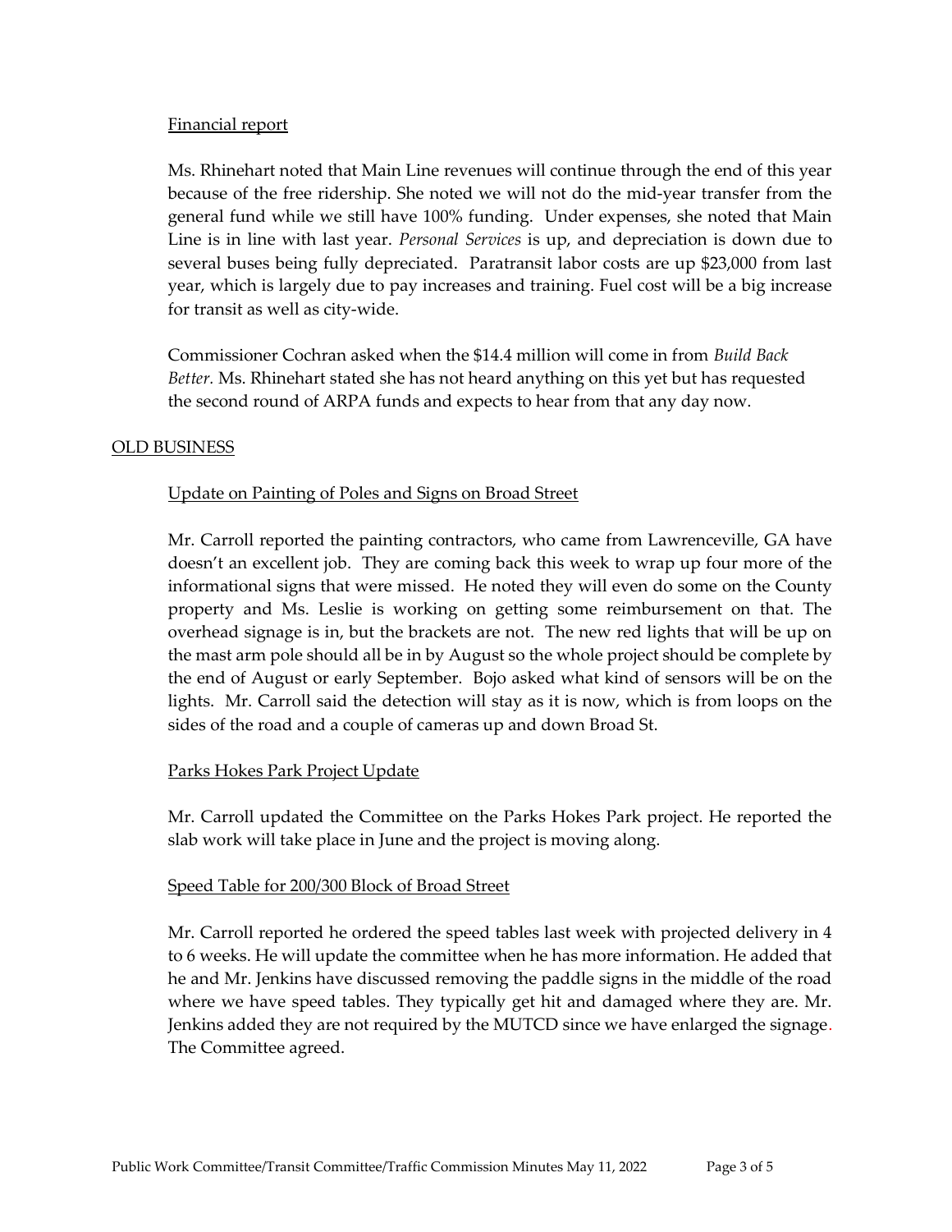Financial report

Ms. Rhinehart noted that Main Line revenues will continue through the end of this year because of the free ridership. She noted we will not do the mid-year transfer from the general fund while we still have 100% funding. Under expenses, she noted that Main Line is in line with last year. *Personal Services* is up, and depreciation is down due to several buses being fully depreciated. Paratransit labor costs are up $23,000 from last year, which is largely due to pay increases and training. Fuel cost will be a big increase for transit as well as city-wide.

Commissioner Cochran asked when the $14.4 million will come in from *Build Back Better.* Ms. Rhinehart stated she has not heard anything on this yet but has requested the second round of ARPA funds and expects to hear from that any day now.

OLD BUSINESS

Update on Painting of Poles and Signs on Broad Street

Mr. Carroll reported the painting contractors, who came from Lawrenceville, GA have doesn't an excellent job. They are coming back this week to wrap up four more of the informational signs that were missed. He noted they will even do some on the County property and Ms. Leslie is working on getting some reimbursement on that. The overhead signage is in, but the brackets are not. The new red lights that will be up on the mast arm pole should all be in by August so the whole project should be complete by the end of August or early September. Bojo asked what kind of sensors will be on the lights. Mr. Carroll said the detection will stay as it is now, which is from loops on the sides of the road and a couple of cameras up and down Broad St.

Parks Hokes Park Project Update

Mr. Carroll updated the Committee on the Parks Hokes Park project. He reported the slab work will take place in June and the project is moving along.

Speed Table for 200/300 Block of Broad Street

Mr. Carroll reported he ordered the speed tables last week with projected delivery in 4 to 6 weeks. He will update the committee when he has more information. He added that he and Mr. Jenkins have discussed removing the paddle signs in the middle of the road where we have speed tables. They typically get hit and damaged where they are. Mr. Jenkins added they are not required by the MUTCD since we have enlarged the signage. The Committee agreed.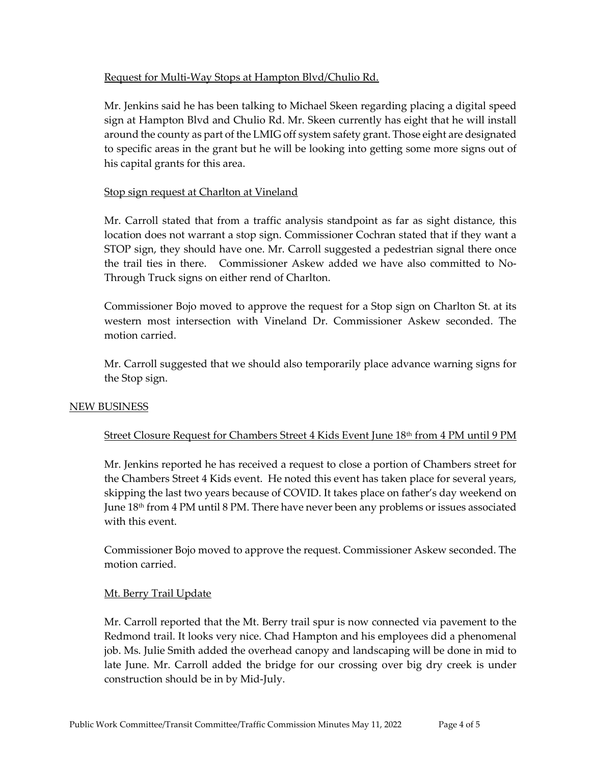Request for Multi-Way Stops at Hampton Blvd/Chulio Rd.

Mr. Jenkins said he has been talking to Michael Skeen regarding placing a digital speed sign at Hampton Blvd and Chulio Rd. Mr. Skeen currently has eight that he will install around the county as part of the LMIG off system safety grant. Those eight are designated to specific areas in the grant but he will be looking into getting some more signs out of his capital grants for this area.

Stop sign request at Charlton at Vineland

Mr. Carroll stated that from a traffic analysis standpoint as far as sight distance, this location does not warrant a stop sign. Commissioner Cochran stated that if they want a STOP sign, they should have one. Mr. Carroll suggested a pedestrian signal there once the trail ties in there. Commissioner Askew added we have also committed to No-Through Truck signs on either rend of Charlton.

Commissioner Bojo moved to approve the request for a Stop sign on Charlton St. at its western most intersection with Vineland Dr. Commissioner Askew seconded. The motion carried.

Mr. Carroll suggested that we should also temporarily place advance warning signs for the Stop sign.

## NEW BUSINESS

Street Closure Request for Chambers Street 4 Kids Event June 18th from 4 PM until 9 PM

Mr. Jenkins reported he has received a request to close a portion of Chambers street for the Chambers Street 4 Kids event. He noted this event has taken place for several years, skipping the last two years because of COVID. It takes place on father's day weekend on June 18th from 4 PM until 8 PM. There have never been any problems or issues associated with this event.

Commissioner Bojo moved to approve the request. Commissioner Askew seconded. The motion carried.

Mt. Berry Trail Update

Mr. Carroll reported that the Mt. Berry trail spur is now connected via pavement to the Redmond trail. It looks very nice. Chad Hampton and his employees did a phenomenal job. Ms. Julie Smith added the overhead canopy and landscaping will be done in mid to late June. Mr. Carroll added the bridge for our crossing over big dry creek is under construction should be in by Mid-July.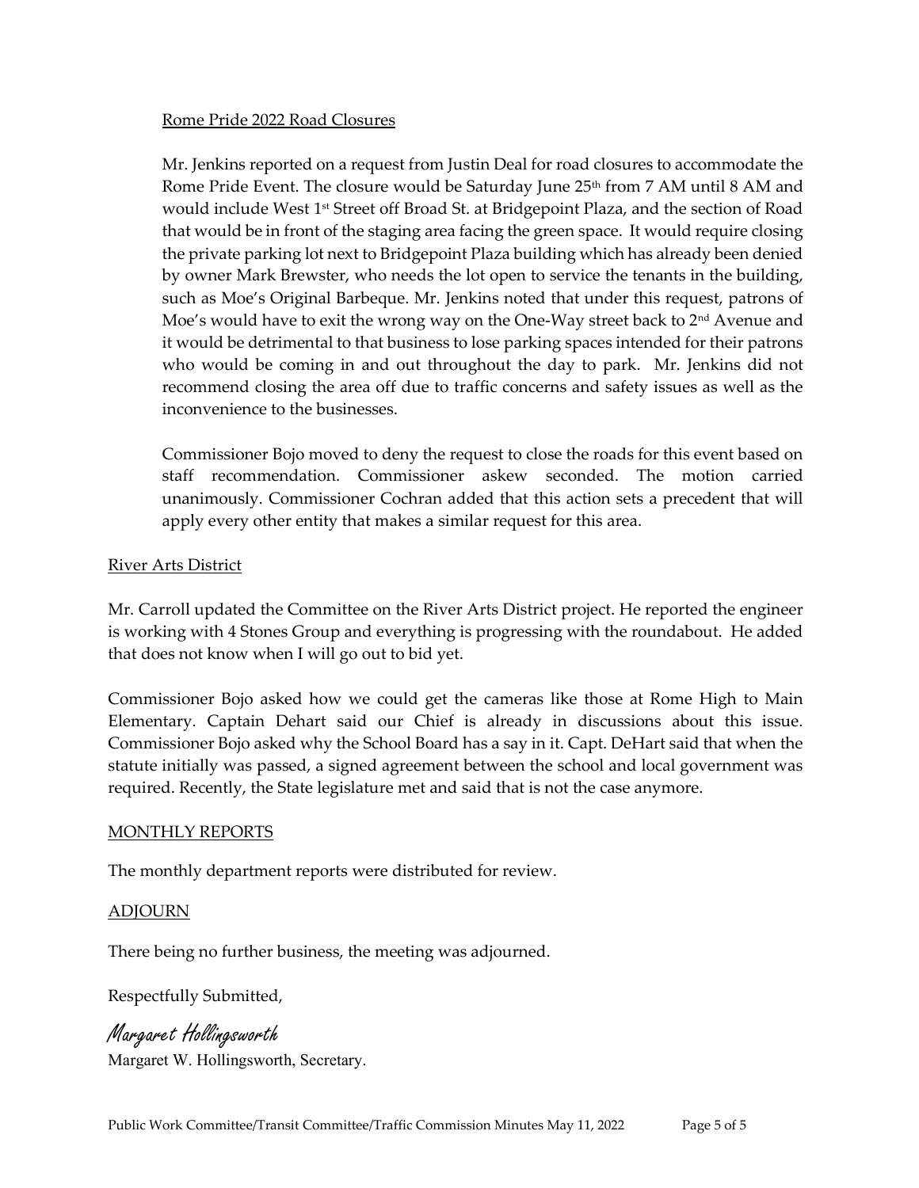Rome Pride 2022 Road Closures

Mr. Jenkins reported on a request from Justin Deal for road closures to accommodate the Rome Pride Event. The closure would be Saturday June 25th from 7 AM until 8 AM and would include West 1st Street off Broad St. at Bridgepoint Plaza, and the section of Road that would be in front of the staging area facing the green space. It would require closing the private parking lot next to Bridgepoint Plaza building which has already been denied by owner Mark Brewster, who needs the lot open to service the tenants in the building, such as Moe's Original Barbeque. Mr. Jenkins noted that under this request, patrons of Moe's would have to exit the wrong way on the One-Way street back to 2nd Avenue and it would be detrimental to that business to lose parking spaces intended for their patrons who would be coming in and out throughout the day to park. Mr. Jenkins did not recommend closing the area off due to traffic concerns and safety issues as well as the inconvenience to the businesses.

Commissioner Bojo moved to deny the request to close the roads for this event based on staff recommendation. Commissioner askew seconded. The motion carried unanimously. Commissioner Cochran added that this action sets a precedent that will apply every other entity that makes a similar request for this area.

River Arts District

Mr. Carroll updated the Committee on the River Arts District project. He reported the engineer is working with 4 Stones Group and everything is progressing with the roundabout. He added that does not know when I will go out to bid yet.

Commissioner Bojo asked how we could get the cameras like those at Rome High to Main Elementary. Captain Dehart said our Chief is already in discussions about this issue. Commissioner Bojo asked why the School Board has a say in it. Capt. DeHart said that when the statute initially was passed, a signed agreement between the school and local government was required. Recently, the State legislature met and said that is not the case anymore.

MONTHLY REPORTS

The monthly department reports were distributed for review.

ADJOURN

There being no further business, the meeting was adjourned.

Respectfully Submitted,

Margaret Hollingsworth

Margaret W. Hollingsworth, Secretary.